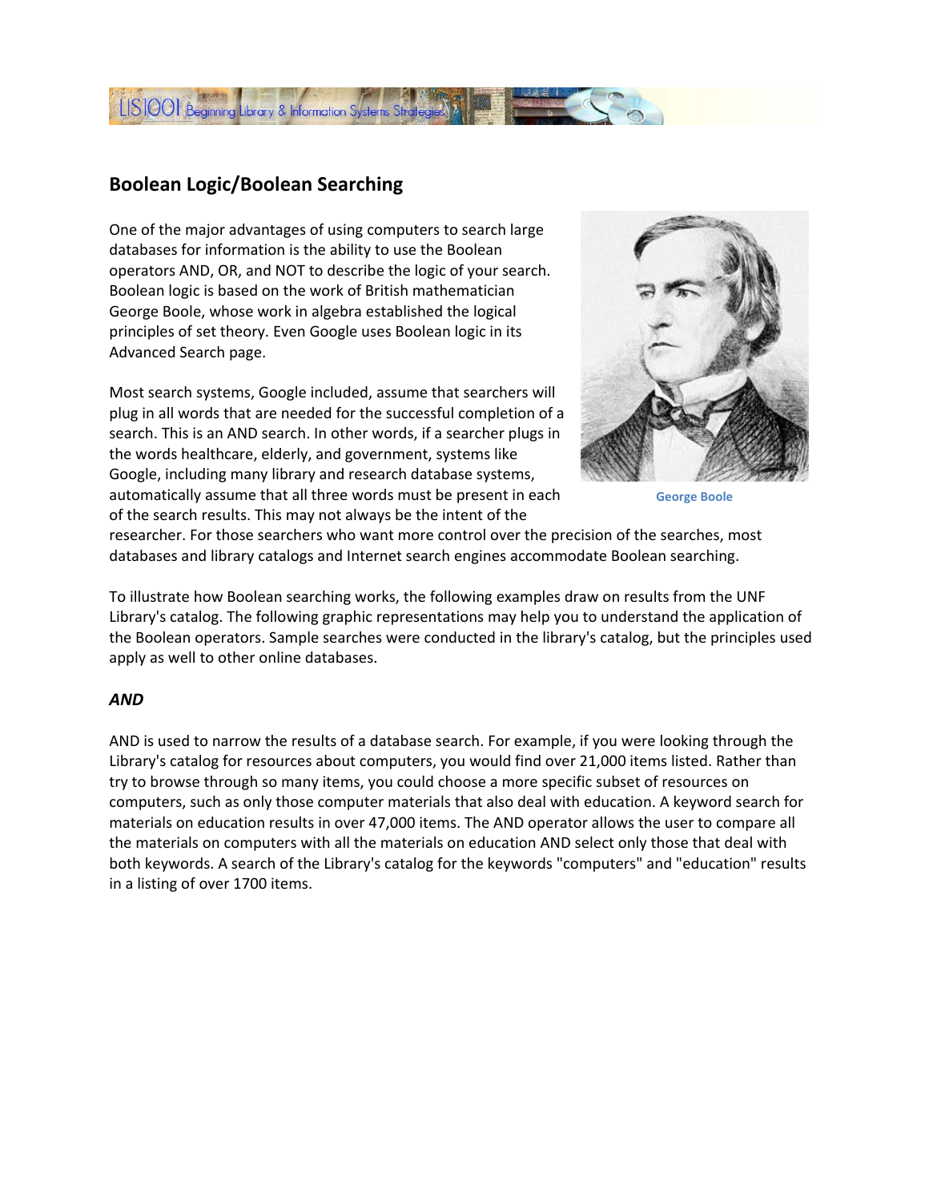## Boolean Logic/Boolean Searching

One of the major advantages of using computers to search large databases for information is the ability to use the Boolean operators AND, OR, and NOT to describe the logic of your search. Boolean logic is based on the work of British mathematician George Boole, whose work in algebra established the logical principles of set theory. Even Google uses Boolean logic in its Advanced Search page.

George Boole

Most search systems, Google included, assume that searchers will plug in all words that are needed for the successful completion of a search. This is an AND search. In other words, if a searcher plugs in the words healthcare, elderly, and government, systems like Google, including many library and research database systems, automatically assume that all three words must be present in each of the search results. This may not always be the intent of the researcher. For those searchers who want more control over the precision of the searches, most databases and library catalogs and Internet search engines accommodate Boolean searching.

To illustrate how Boolean searching works, the following examples draw on results from the UNF Library's catalog. The following graphic representations may help you to understand the application of the Boolean operators. Sample searches were conducted in the library's catalog, but the principles used apply as well to other online databases.

### *AND*

AND is used to narrow the results of a database search. For example, if you were looking through the Library's catalog for resources about computers, you would find over 21,000 items listed. Rather than try to browse through so many items, you could choose a more specific subset of resources on computers, such as only those computer materials that also deal with education. A keyword search for materials on education results in over 47,000 items. The AND operator allows the user to compare all the materials on computers with all the materials on education AND select only those that deal with both keywords. A search of the Library's catalog for the keywords "computers" and "education" results in a listing of over 1700 items.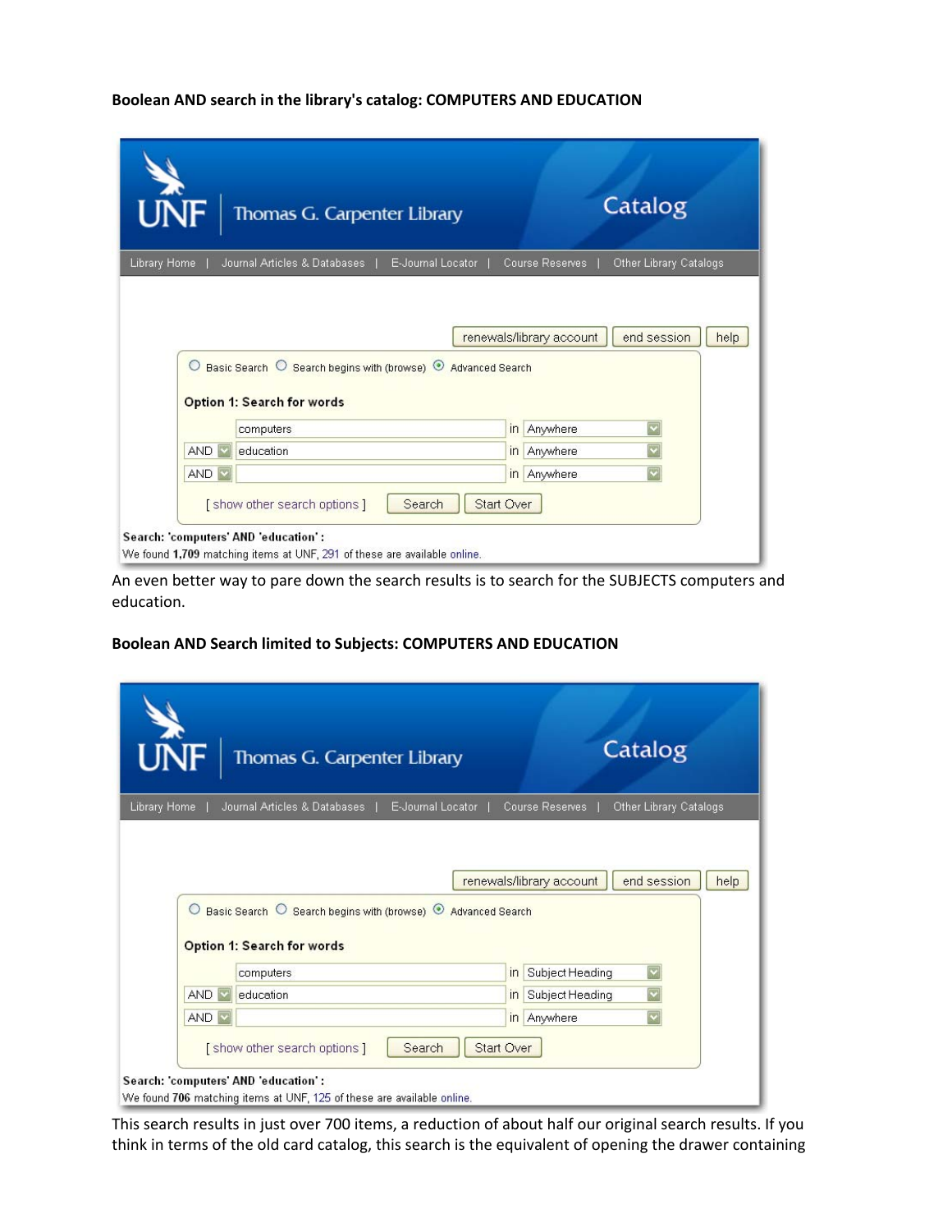**Boolean AND search in the library's catalog: COMPUTERS AND EDUCATION**

UNF | Thomas G. Carpenter Library — Catalog

Library Home | Journal Articles & Databases | E-Journal Locator | Course Reserves | Other Library Catalogs

renewals/library account | end session | help

Basic Search | Search begins with (browse) | Advanced Search

**Option 1: Search for words**

computers in Anywhere
AND education in Anywhere
AND in Anywhere

[ show other search options ] Search | Start Over

**Search: 'computers' AND 'education' :**
We found **1,709** matching items at UNF, 291 of these are available online.

An even better way to pare down the search results is to search for the SUBJECTS computers and education.

**Boolean AND Search limited to Subjects: COMPUTERS AND EDUCATION**

UNF | Thomas G. Carpenter Library — Catalog

Library Home | Journal Articles & Databases | E-Journal Locator | Course Reserves | Other Library Catalogs

renewals/library account | end session | help

Basic Search | Search begins with (browse) | Advanced Search

**Option 1: Search for words**

computers in Subject Heading
AND education in Subject Heading
AND in Anywhere

[ show other search options ] Search | Start Over

**Search: 'computers' AND 'education' :**
We found **706** matching items at UNF, 125 of these are available online.

This search results in just over 700 items, a reduction of about half our original search results. If you think in terms of the old card catalog, this search is the equivalent of opening the drawer containing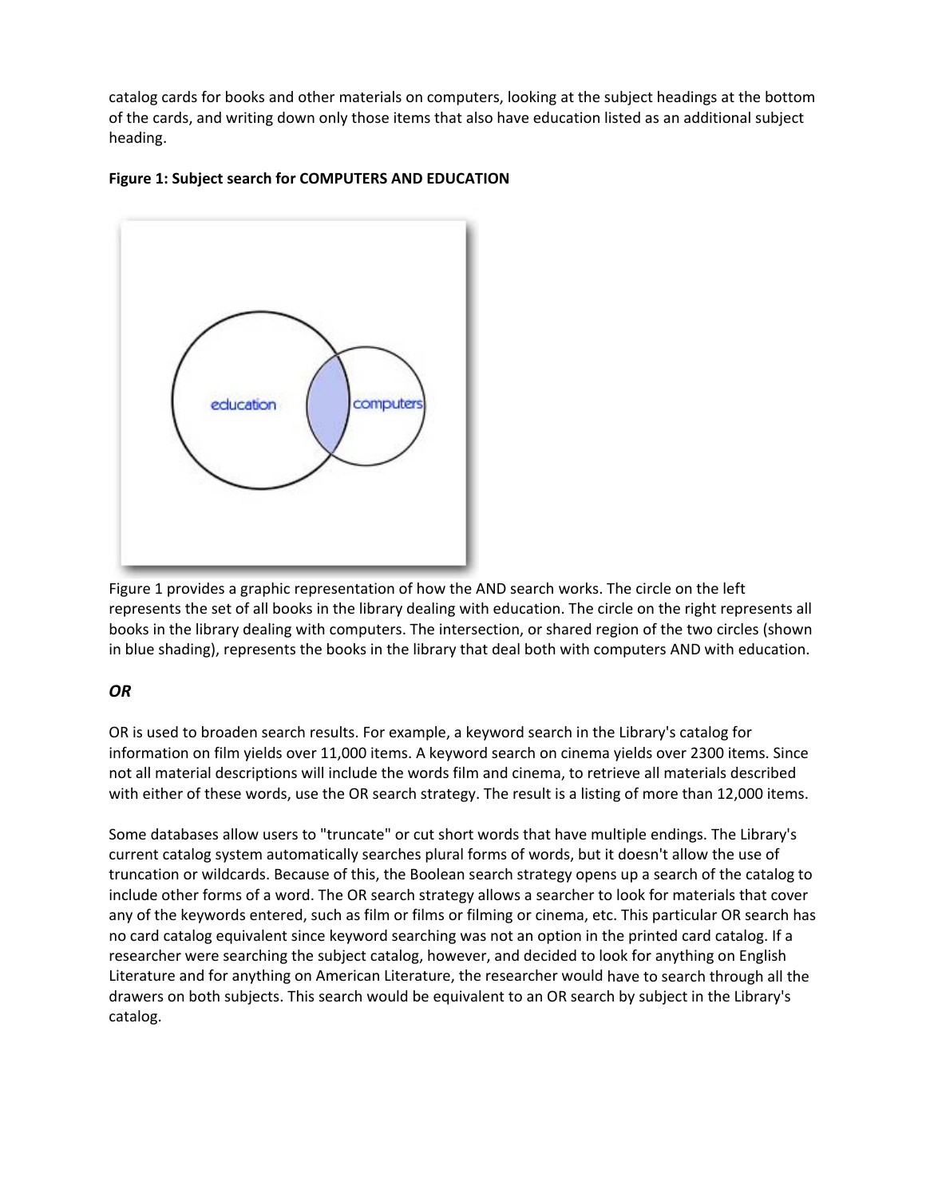catalog cards for books and other materials on computers, looking at the subject headings at the bottom of the cards, and writing down only those items that also have education listed as an additional subject heading.

**Figure 1: Subject search for COMPUTERS AND EDUCATION**

Figure 1 provides a graphic representation of how the AND search works. The circle on the left represents the set of all books in the library dealing with education. The circle on the right represents all books in the library dealing with computers. The intersection, or shared region of the two circles (shown in blue shading), represents the books in the library that deal both with computers AND with education.

### ***OR***

OR is used to broaden search results. For example, a keyword search in the Library's catalog for information on film yields over 11,000 items. A keyword search on cinema yields over 2300 items. Since not all material descriptions will include the words film and cinema, to retrieve all materials described with either of these words, use the OR search strategy. The result is a listing of more than 12,000 items.

Some databases allow users to "truncate" or cut short words that have multiple endings. The Library's current catalog system automatically searches plural forms of words, but it doesn't allow the use of truncation or wildcards. Because of this, the Boolean search strategy opens up a search of the catalog to include other forms of a word. The OR search strategy allows a searcher to look for materials that cover any of the keywords entered, such as film or films or filming or cinema, etc. This particular OR search has no card catalog equivalent since keyword searching was not an option in the printed card catalog. If a researcher were searching the subject catalog, however, and decided to look for anything on English Literature and for anything on American Literature, the researcher would have to search through all the drawers on both subjects. This search would be equivalent to an OR search by subject in the Library's catalog.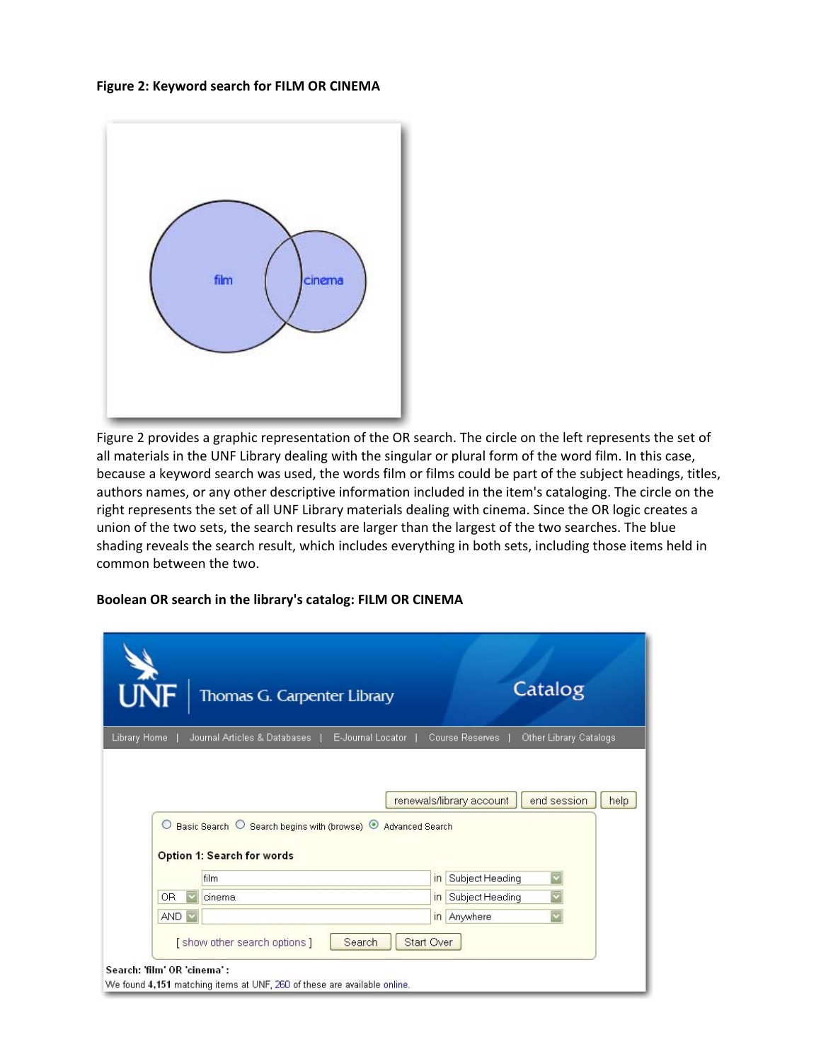**Figure 2: Keyword search for FILM OR CINEMA**

Figure 2 provides a graphic representation of the OR search. The circle on the left represents the set of all materials in the UNF Library dealing with the singular or plural form of the word film. In this case, because a keyword search was used, the words film or films could be part of the subject headings, titles, authors names, or any other descriptive information included in the item's cataloging. The circle on the right represents the set of all UNF Library materials dealing with cinema. Since the OR logic creates a union of the two sets, the search results are larger than the largest of the two searches. The blue shading reveals the search result, which includes everything in both sets, including those items held in common between the two.

**Boolean OR search in the library's catalog: FILM OR CINEMA**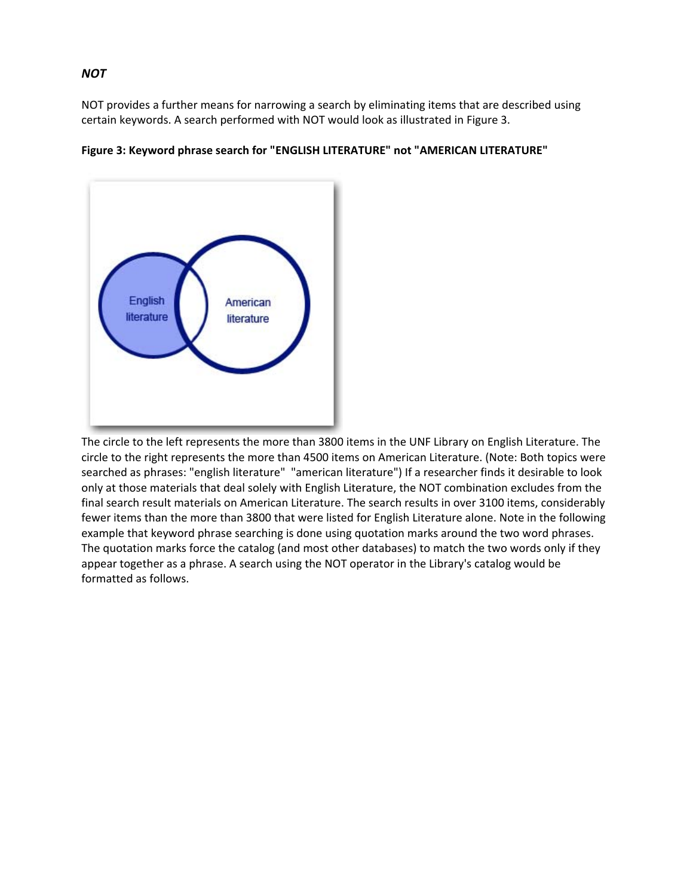***NOT***

NOT provides a further means for narrowing a search by eliminating items that are described using certain keywords. A search performed with NOT would look as illustrated in Figure 3.

**Figure 3: Keyword phrase search for "ENGLISH LITERATURE" not "AMERICAN LITERATURE"**

The circle to the left represents the more than 3800 items in the UNF Library on English Literature. The circle to the right represents the more than 4500 items on American Literature. (Note: Both topics were searched as phrases: "english literature"  "american literature") If a researcher finds it desirable to look only at those materials that deal solely with English Literature, the NOT combination excludes from the final search result materials on American Literature. The search results in over 3100 items, considerably fewer items than the more than 3800 that were listed for English Literature alone. Note in the following example that keyword phrase searching is done using quotation marks around the two word phrases. The quotation marks force the catalog (and most other databases) to match the two words only if they appear together as a phrase. A search using the NOT operator in the Library's catalog would be formatted as follows.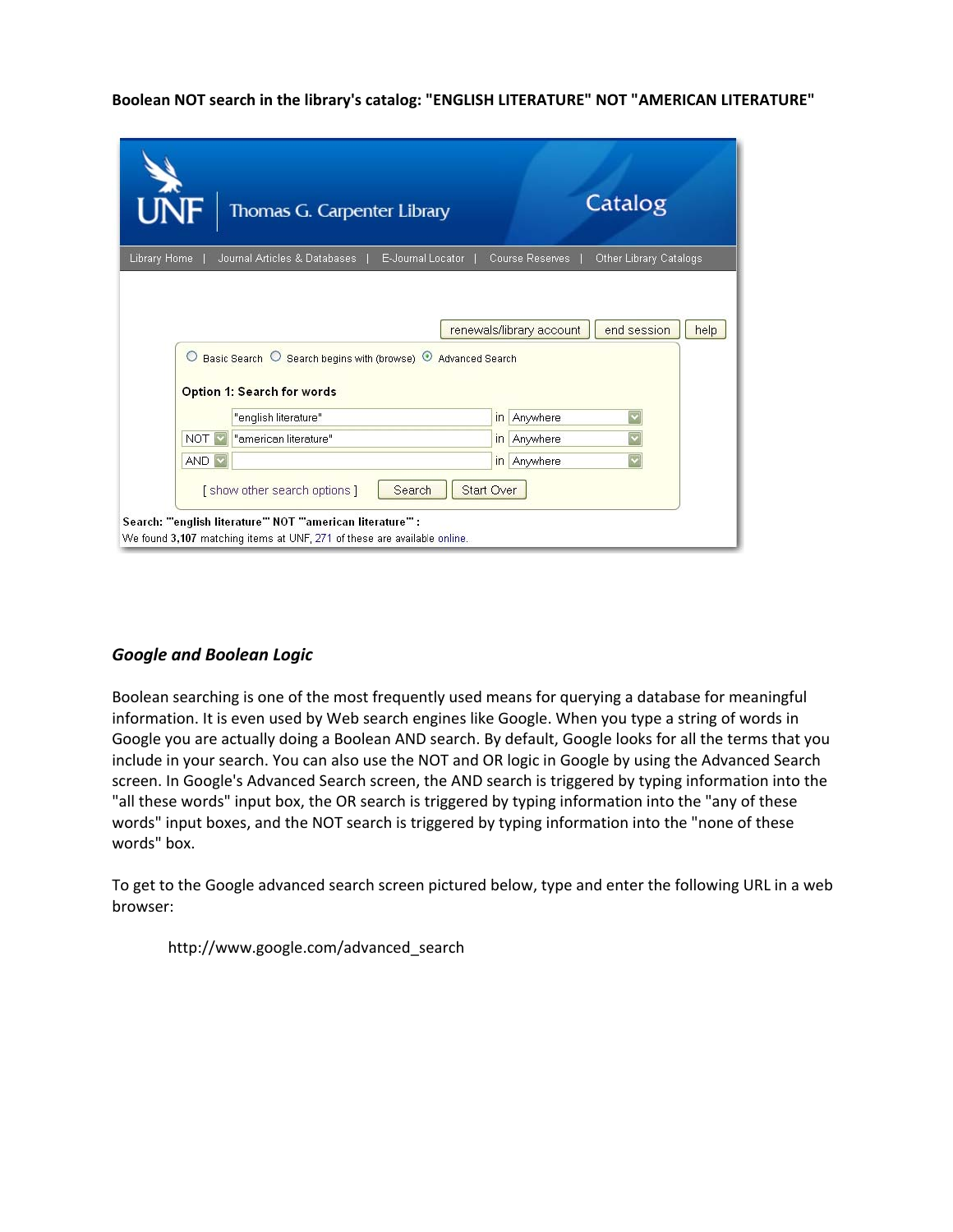**Boolean NOT search in the library's catalog: "ENGLISH LITERATURE" NOT "AMERICAN LITERATURE"**

## *Google and Boolean Logic*

Boolean searching is one of the most frequently used means for querying a database for meaningful information. It is even used by Web search engines like Google. When you type a string of words in Google you are actually doing a Boolean AND search. By default, Google looks for all the terms that you include in your search. You can also use the NOT and OR logic in Google by using the Advanced Search screen. In Google's Advanced Search screen, the AND search is triggered by typing information into the "all these words" input box, the OR search is triggered by typing information into the "any of these words" input boxes, and the NOT search is triggered by typing information into the "none of these words" box.

To get to the Google advanced search screen pictured below, type and enter the following URL in a web browser:

> http://www.google.com/advanced_search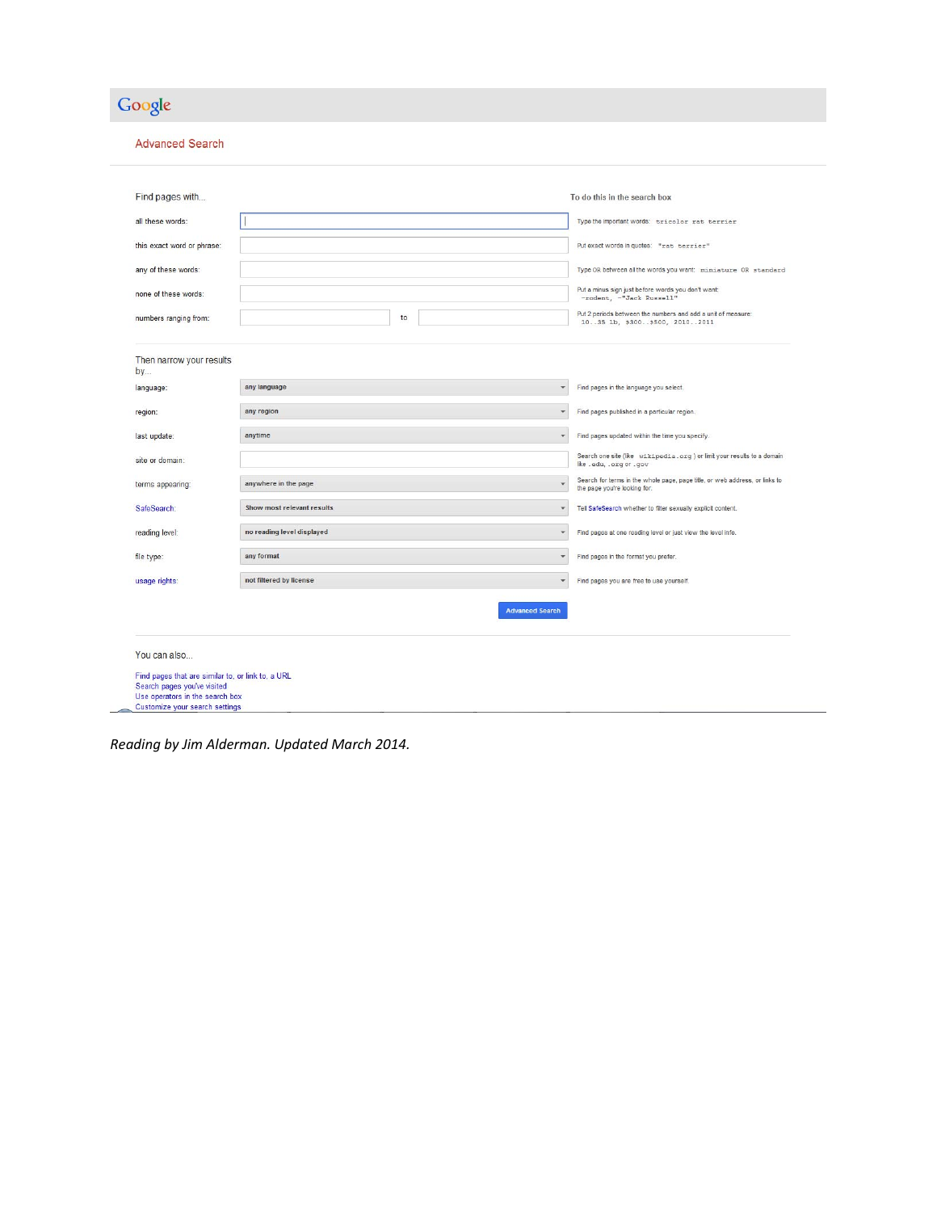Google

Advanced Search

| Find pages with... | | To do this in the search box |
| --- | --- | --- |
| all these words: | | Type the important words: tricolor rat terrier |
| this exact word or phrase: | | Put exact words in quotes: "rat terrier" |
| any of these words: | | Type OR between all the words you want: miniature OR standard |
| none of these words: | | Put a minus sign just before words you don't want: -rodent, -"Jack Russell" |
| numbers ranging from: | to | Put 2 periods between the numbers and add a unit of measure: 10..35 lb, $300..$500, 2010..2011 |

| Then narrow your results by... | | |
| --- | --- | --- |
| language: | any language | Find pages in the language you select. |
| region: | any region | Find pages published in a particular region. |
| last update: | anytime | Find pages updated within the time you specify. |
| site or domain: | | Search one site (like wikipedia.org ) or limit your results to a domain like .edu, .org or .gov |
| terms appearing: | anywhere in the page | Search for terms in the whole page, page title, or web address, or links to the page you're looking for. |
| SafeSearch: | Show most relevant results | Tell SafeSearch whether to filter sexually explicit content. |
| reading level: | no reading level displayed | Find pages at one reading level or just view the level info. |
| file type: | any format | Find pages in the format you prefer. |
| usage rights: | not filtered by license | Find pages you are free to use yourself. |

Advanced Search

You can also...

Find pages that are similar to, or link to, a URL
Search pages you've visited
Use operators in the search box
Customize your search settings

*Reading by Jim Alderman. Updated March 2014.*